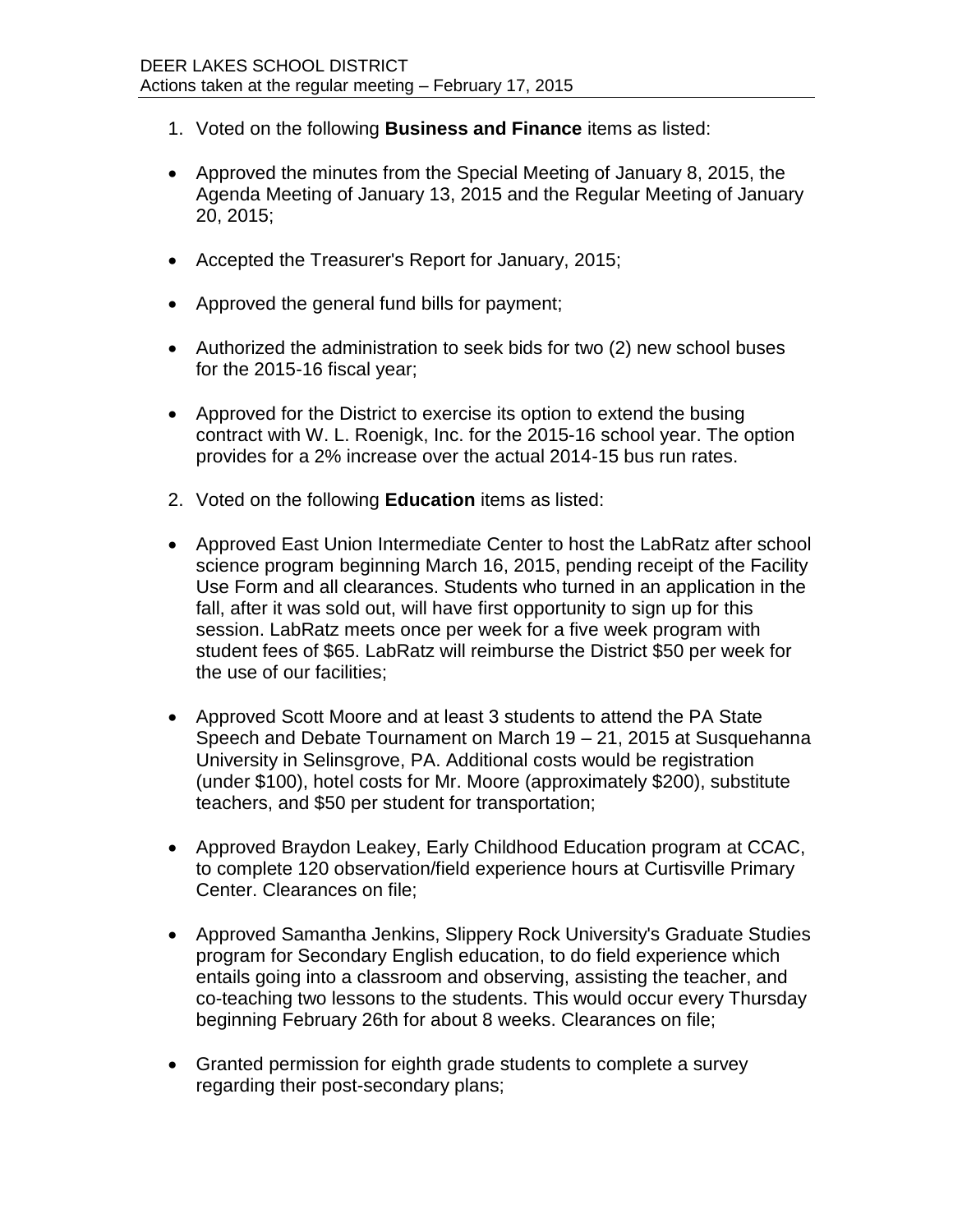DEER LAKES SCHOOL DISTRICT
Actions taken at the regular meeting – February 17, 2015

1. Voted on the following **Business and Finance** items as listed:

- Approved the minutes from the Special Meeting of January 8, 2015, the Agenda Meeting of January 13, 2015 and the Regular Meeting of January 20, 2015;

- Accepted the Treasurer's Report for January, 2015;

- Approved the general fund bills for payment;

- Authorized the administration to seek bids for two (2) new school buses for the 2015-16 fiscal year;

- Approved for the District to exercise its option to extend the busing contract with W. L. Roenigk, Inc. for the 2015-16 school year. The option provides for a 2% increase over the actual 2014-15 bus run rates.

2. Voted on the following **Education** items as listed:

- Approved East Union Intermediate Center to host the LabRatz after school science program beginning March 16, 2015, pending receipt of the Facility Use Form and all clearances. Students who turned in an application in the fall, after it was sold out, will have first opportunity to sign up for this session. LabRatz meets once per week for a five week program with student fees of $65. LabRatz will reimburse the District $50 per week for the use of our facilities;

- Approved Scott Moore and at least 3 students to attend the PA State Speech and Debate Tournament on March 19 – 21, 2015 at Susquehanna University in Selinsgrove, PA. Additional costs would be registration (under $100), hotel costs for Mr. Moore (approximately $200), substitute teachers, and $50 per student for transportation;

- Approved Braydon Leakey, Early Childhood Education program at CCAC, to complete 120 observation/field experience hours at Curtisville Primary Center. Clearances on file;

- Approved Samantha Jenkins, Slippery Rock University's Graduate Studies program for Secondary English education, to do field experience which entails going into a classroom and observing, assisting the teacher, and co-teaching two lessons to the students. This would occur every Thursday beginning February 26th for about 8 weeks. Clearances on file;

- Granted permission for eighth grade students to complete a survey regarding their post-secondary plans;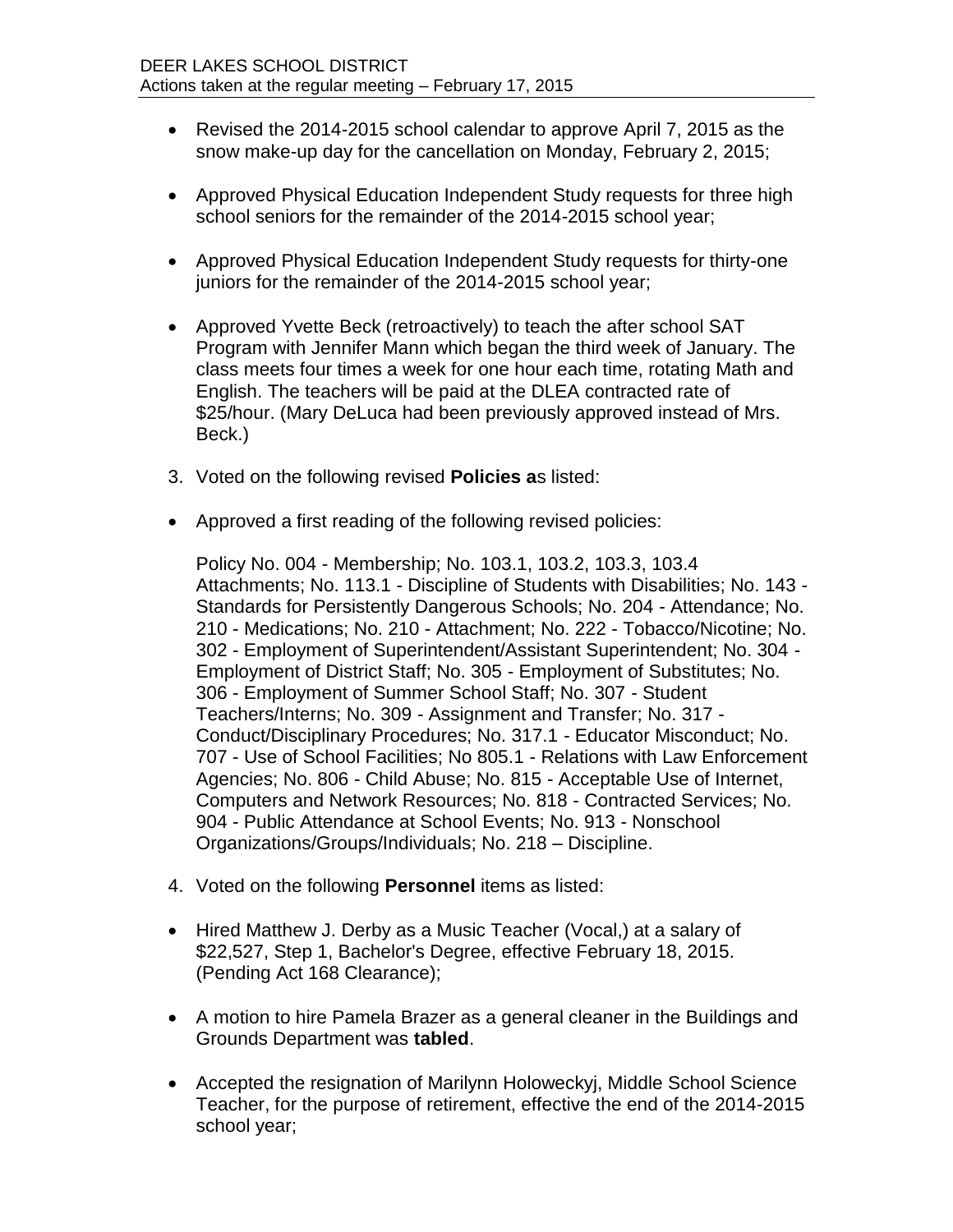- Revised the 2014-2015 school calendar to approve April 7, 2015 as the snow make-up day for the cancellation on Monday, February 2, 2015;

- Approved Physical Education Independent Study requests for three high school seniors for the remainder of the 2014-2015 school year;

- Approved Physical Education Independent Study requests for thirty-one juniors for the remainder of the 2014-2015 school year;

- Approved Yvette Beck (retroactively) to teach the after school SAT Program with Jennifer Mann which began the third week of January. The class meets four times a week for one hour each time, rotating Math and English. The teachers will be paid at the DLEA contracted rate of $25/hour. (Mary DeLuca had been previously approved instead of Mrs. Beck.)

3. Voted on the following revised **Policies a**s listed:

- Approved a first reading of the following revised policies:

  Policy No. 004 - Membership; No. 103.1, 103.2, 103.3, 103.4 Attachments; No. 113.1 - Discipline of Students with Disabilities; No. 143 - Standards for Persistently Dangerous Schools; No. 204 - Attendance; No. 210 - Medications; No. 210 - Attachment; No. 222 - Tobacco/Nicotine; No. 302 - Employment of Superintendent/Assistant Superintendent; No. 304 - Employment of District Staff; No. 305 - Employment of Substitutes; No. 306 - Employment of Summer School Staff; No. 307 - Student Teachers/Interns; No. 309 - Assignment and Transfer; No. 317 - Conduct/Disciplinary Procedures; No. 317.1 - Educator Misconduct; No. 707 - Use of School Facilities; No 805.1 - Relations with Law Enforcement Agencies; No. 806 - Child Abuse; No. 815 - Acceptable Use of Internet, Computers and Network Resources; No. 818 - Contracted Services; No. 904 - Public Attendance at School Events; No. 913 - Nonschool Organizations/Groups/Individuals; No. 218 – Discipline.

4. Voted on the following **Personnel** items as listed:

- Hired Matthew J. Derby as a Music Teacher (Vocal,) at a salary of $22,527, Step 1, Bachelor's Degree, effective February 18, 2015. (Pending Act 168 Clearance);

- A motion to hire Pamela Brazer as a general cleaner in the Buildings and Grounds Department was **tabled**.

- Accepted the resignation of Marilynn Holoweckyj, Middle School Science Teacher, for the purpose of retirement, effective the end of the 2014-2015 school year;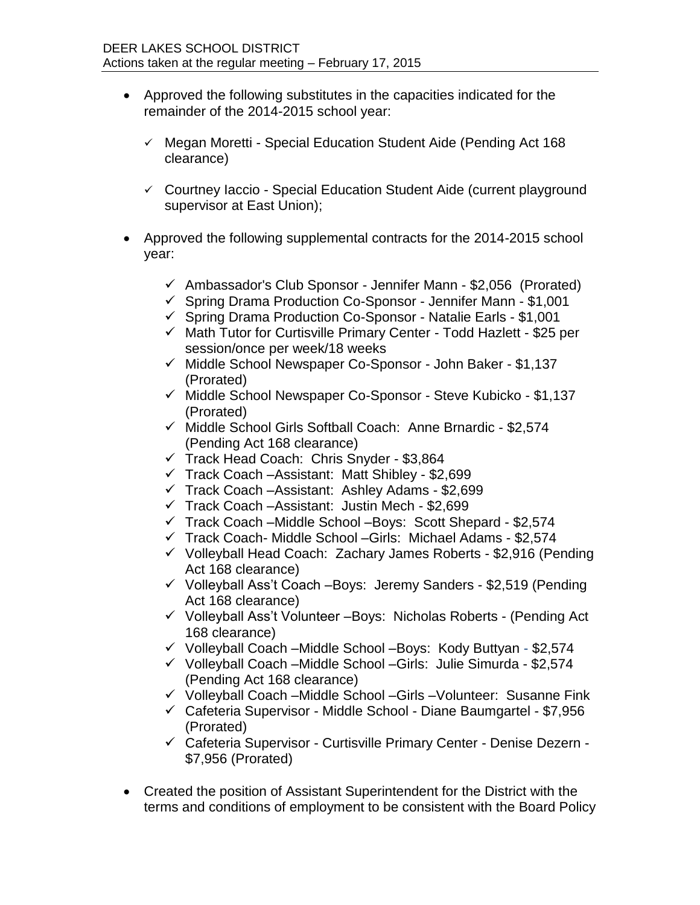- Approved the following substitutes in the capacities indicated for the remainder of the 2014-2015 school year:

  - ✓ Megan Moretti - Special Education Student Aide (Pending Act 168 clearance)
  - ✓ Courtney Iaccio - Special Education Student Aide (current playground supervisor at East Union);

- Approved the following supplemental contracts for the 2014-2015 school year:

  - ✓ Ambassador's Club Sponsor - Jennifer Mann - $2,056 (Prorated)
  - ✓ Spring Drama Production Co-Sponsor - Jennifer Mann - $1,001
  - ✓ Spring Drama Production Co-Sponsor - Natalie Earls - $1,001
  - ✓ Math Tutor for Curtisville Primary Center - Todd Hazlett - $25 per session/once per week/18 weeks
  - ✓ Middle School Newspaper Co-Sponsor - John Baker - $1,137 (Prorated)
  - ✓ Middle School Newspaper Co-Sponsor - Steve Kubicko - $1,137 (Prorated)
  - ✓ Middle School Girls Softball Coach: Anne Brnardic - $2,574 (Pending Act 168 clearance)
  - ✓ Track Head Coach: Chris Snyder - $3,864
  - ✓ Track Coach –Assistant: Matt Shibley - $2,699
  - ✓ Track Coach –Assistant: Ashley Adams - $2,699
  - ✓ Track Coach –Assistant: Justin Mech - $2,699
  - ✓ Track Coach –Middle School –Boys: Scott Shepard - $2,574
  - ✓ Track Coach- Middle School –Girls: Michael Adams - $2,574
  - ✓ Volleyball Head Coach: Zachary James Roberts - $2,916 (Pending Act 168 clearance)
  - ✓ Volleyball Ass't Coach –Boys: Jeremy Sanders - $2,519 (Pending Act 168 clearance)
  - ✓ Volleyball Ass't Volunteer –Boys: Nicholas Roberts - (Pending Act 168 clearance)
  - ✓ Volleyball Coach –Middle School –Boys: Kody Buttyan - $2,574
  - ✓ Volleyball Coach –Middle School –Girls: Julie Simurda - $2,574 (Pending Act 168 clearance)
  - ✓ Volleyball Coach –Middle School –Girls –Volunteer: Susanne Fink
  - ✓ Cafeteria Supervisor - Middle School - Diane Baumgartel - $7,956 (Prorated)
  - ✓ Cafeteria Supervisor - Curtisville Primary Center - Denise Dezern - $7,956 (Prorated)

- Created the position of Assistant Superintendent for the District with the terms and conditions of employment to be consistent with the Board Policy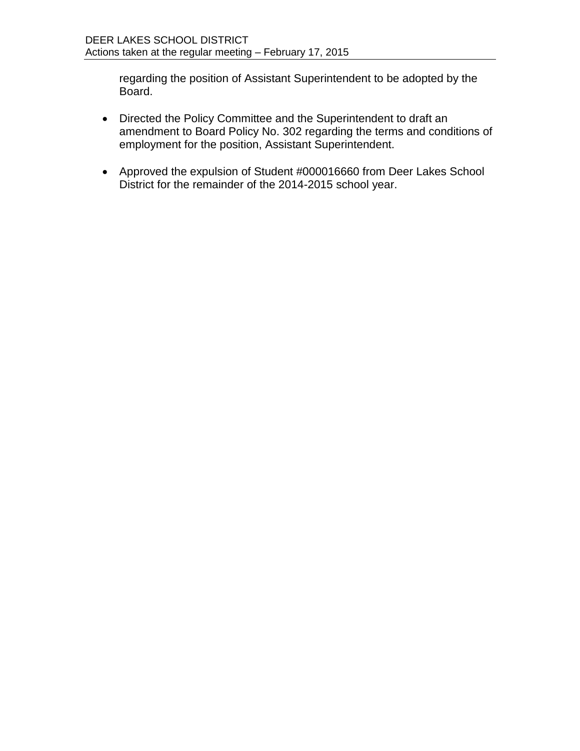regarding the position of Assistant Superintendent to be adopted by the Board.

- Directed the Policy Committee and the Superintendent to draft an amendment to Board Policy No. 302 regarding the terms and conditions of employment for the position, Assistant Superintendent.

- Approved the expulsion of Student #000016660 from Deer Lakes School District for the remainder of the 2014-2015 school year.